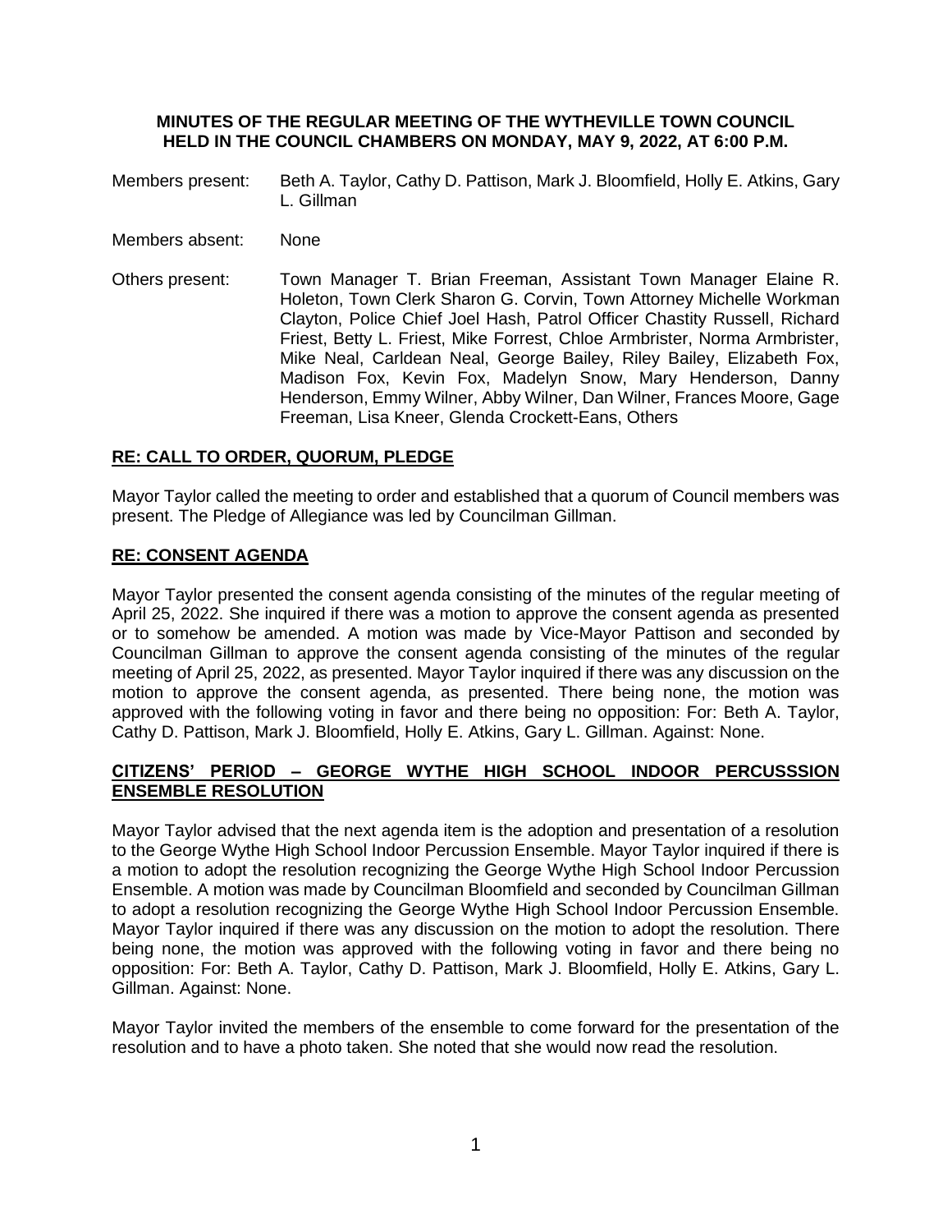**MINUTES OF THE REGULAR MEETING OF THE WYTHEVILLE TOWN COUNCIL HELD IN THE COUNCIL CHAMBERS ON MONDAY, MAY 9, 2022, AT 6:00 P.M.**

Members present: Beth A. Taylor, Cathy D. Pattison, Mark J. Bloomfield, Holly E. Atkins, Gary L. Gillman

Members absent: None

Others present: Town Manager T. Brian Freeman, Assistant Town Manager Elaine R. Holeton, Town Clerk Sharon G. Corvin, Town Attorney Michelle Workman Clayton, Police Chief Joel Hash, Patrol Officer Chastity Russell, Richard Friest, Betty L. Friest, Mike Forrest, Chloe Armbrister, Norma Armbrister, Mike Neal, Carldean Neal, George Bailey, Riley Bailey, Elizabeth Fox, Madison Fox, Kevin Fox, Madelyn Snow, Mary Henderson, Danny Henderson, Emmy Wilner, Abby Wilner, Dan Wilner, Frances Moore, Gage Freeman, Lisa Kneer, Glenda Crockett-Eans, Others

**RE: CALL TO ORDER, QUORUM, PLEDGE**

Mayor Taylor called the meeting to order and established that a quorum of Council members was present. The Pledge of Allegiance was led by Councilman Gillman.

**RE: CONSENT AGENDA**

Mayor Taylor presented the consent agenda consisting of the minutes of the regular meeting of April 25, 2022. She inquired if there was a motion to approve the consent agenda as presented or to somehow be amended. A motion was made by Vice-Mayor Pattison and seconded by Councilman Gillman to approve the consent agenda consisting of the minutes of the regular meeting of April 25, 2022, as presented. Mayor Taylor inquired if there was any discussion on the motion to approve the consent agenda, as presented. There being none, the motion was approved with the following voting in favor and there being no opposition: For: Beth A. Taylor, Cathy D. Pattison, Mark J. Bloomfield, Holly E. Atkins, Gary L. Gillman. Against: None.

**CITIZENS' PERIOD – GEORGE WYTHE HIGH SCHOOL INDOOR PERCUSSSION ENSEMBLE RESOLUTION**

Mayor Taylor advised that the next agenda item is the adoption and presentation of a resolution to the George Wythe High School Indoor Percussion Ensemble. Mayor Taylor inquired if there is a motion to adopt the resolution recognizing the George Wythe High School Indoor Percussion Ensemble. A motion was made by Councilman Bloomfield and seconded by Councilman Gillman to adopt a resolution recognizing the George Wythe High School Indoor Percussion Ensemble. Mayor Taylor inquired if there was any discussion on the motion to adopt the resolution. There being none, the motion was approved with the following voting in favor and there being no opposition: For: Beth A. Taylor, Cathy D. Pattison, Mark J. Bloomfield, Holly E. Atkins, Gary L. Gillman. Against: None.

Mayor Taylor invited the members of the ensemble to come forward for the presentation of the resolution and to have a photo taken. She noted that she would now read the resolution.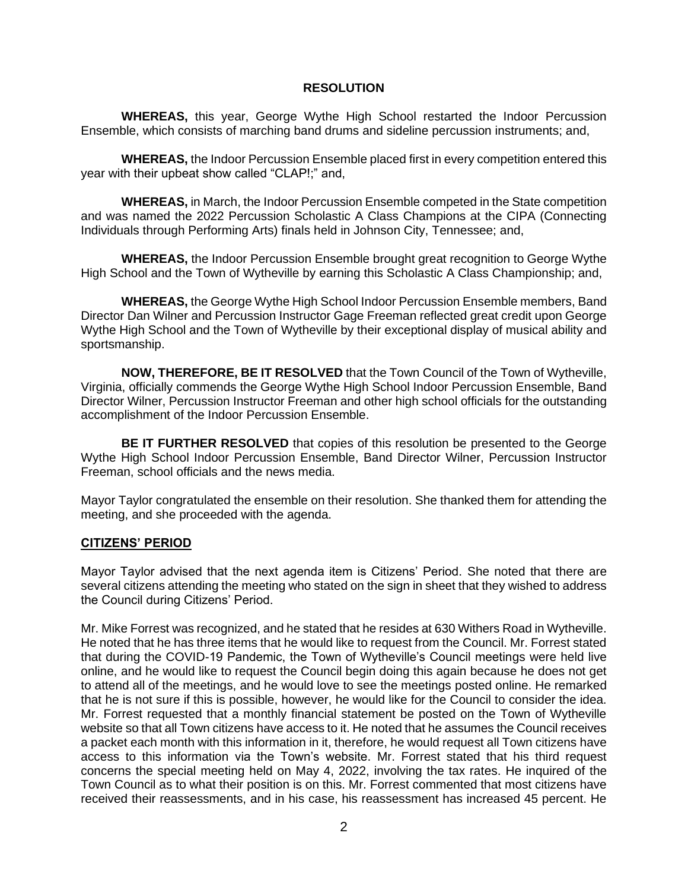**RESOLUTION**

**WHEREAS,** this year, George Wythe High School restarted the Indoor Percussion Ensemble, which consists of marching band drums and sideline percussion instruments; and,

**WHEREAS,** the Indoor Percussion Ensemble placed first in every competition entered this year with their upbeat show called "CLAP!;" and,

**WHEREAS,** in March, the Indoor Percussion Ensemble competed in the State competition and was named the 2022 Percussion Scholastic A Class Champions at the CIPA (Connecting Individuals through Performing Arts) finals held in Johnson City, Tennessee; and,

**WHEREAS,** the Indoor Percussion Ensemble brought great recognition to George Wythe High School and the Town of Wytheville by earning this Scholastic A Class Championship; and,

**WHEREAS,** the George Wythe High School Indoor Percussion Ensemble members, Band Director Dan Wilner and Percussion Instructor Gage Freeman reflected great credit upon George Wythe High School and the Town of Wytheville by their exceptional display of musical ability and sportsmanship.

**NOW, THEREFORE, BE IT RESOLVED** that the Town Council of the Town of Wytheville, Virginia, officially commends the George Wythe High School Indoor Percussion Ensemble, Band Director Wilner, Percussion Instructor Freeman and other high school officials for the outstanding accomplishment of the Indoor Percussion Ensemble.

**BE IT FURTHER RESOLVED** that copies of this resolution be presented to the George Wythe High School Indoor Percussion Ensemble, Band Director Wilner, Percussion Instructor Freeman, school officials and the news media.

Mayor Taylor congratulated the ensemble on their resolution. She thanked them for attending the meeting, and she proceeded with the agenda.

## CITIZENS' PERIOD

Mayor Taylor advised that the next agenda item is Citizens' Period. She noted that there are several citizens attending the meeting who stated on the sign in sheet that they wished to address the Council during Citizens' Period.

Mr. Mike Forrest was recognized, and he stated that he resides at 630 Withers Road in Wytheville. He noted that he has three items that he would like to request from the Council. Mr. Forrest stated that during the COVID-19 Pandemic, the Town of Wytheville's Council meetings were held live online, and he would like to request the Council begin doing this again because he does not get to attend all of the meetings, and he would love to see the meetings posted online. He remarked that he is not sure if this is possible, however, he would like for the Council to consider the idea. Mr. Forrest requested that a monthly financial statement be posted on the Town of Wytheville website so that all Town citizens have access to it. He noted that he assumes the Council receives a packet each month with this information in it, therefore, he would request all Town citizens have access to this information via the Town's website. Mr. Forrest stated that his third request concerns the special meeting held on May 4, 2022, involving the tax rates. He inquired of the Town Council as to what their position is on this. Mr. Forrest commented that most citizens have received their reassessments, and in his case, his reassessment has increased 45 percent. He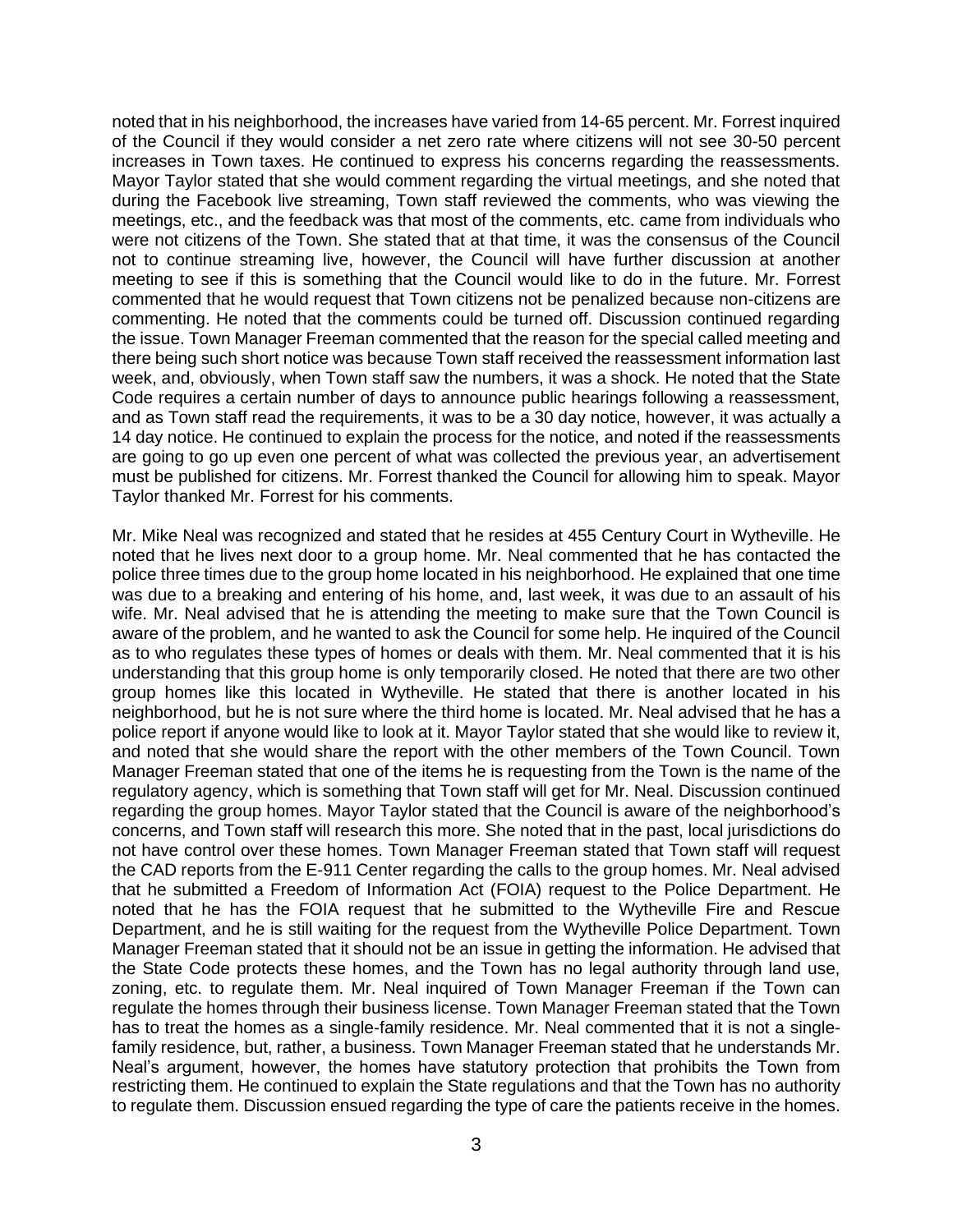noted that in his neighborhood, the increases have varied from 14-65 percent. Mr. Forrest inquired of the Council if they would consider a net zero rate where citizens will not see 30-50 percent increases in Town taxes. He continued to express his concerns regarding the reassessments. Mayor Taylor stated that she would comment regarding the virtual meetings, and she noted that during the Facebook live streaming, Town staff reviewed the comments, who was viewing the meetings, etc., and the feedback was that most of the comments, etc. came from individuals who were not citizens of the Town. She stated that at that time, it was the consensus of the Council not to continue streaming live, however, the Council will have further discussion at another meeting to see if this is something that the Council would like to do in the future. Mr. Forrest commented that he would request that Town citizens not be penalized because non-citizens are commenting. He noted that the comments could be turned off. Discussion continued regarding the issue. Town Manager Freeman commented that the reason for the special called meeting and there being such short notice was because Town staff received the reassessment information last week, and, obviously, when Town staff saw the numbers, it was a shock. He noted that the State Code requires a certain number of days to announce public hearings following a reassessment, and as Town staff read the requirements, it was to be a 30 day notice, however, it was actually a 14 day notice. He continued to explain the process for the notice, and noted if the reassessments are going to go up even one percent of what was collected the previous year, an advertisement must be published for citizens. Mr. Forrest thanked the Council for allowing him to speak. Mayor Taylor thanked Mr. Forrest for his comments.

Mr. Mike Neal was recognized and stated that he resides at 455 Century Court in Wytheville. He noted that he lives next door to a group home. Mr. Neal commented that he has contacted the police three times due to the group home located in his neighborhood. He explained that one time was due to a breaking and entering of his home, and, last week, it was due to an assault of his wife. Mr. Neal advised that he is attending the meeting to make sure that the Town Council is aware of the problem, and he wanted to ask the Council for some help. He inquired of the Council as to who regulates these types of homes or deals with them. Mr. Neal commented that it is his understanding that this group home is only temporarily closed. He noted that there are two other group homes like this located in Wytheville. He stated that there is another located in his neighborhood, but he is not sure where the third home is located. Mr. Neal advised that he has a police report if anyone would like to look at it. Mayor Taylor stated that she would like to review it, and noted that she would share the report with the other members of the Town Council. Town Manager Freeman stated that one of the items he is requesting from the Town is the name of the regulatory agency, which is something that Town staff will get for Mr. Neal. Discussion continued regarding the group homes. Mayor Taylor stated that the Council is aware of the neighborhood's concerns, and Town staff will research this more. She noted that in the past, local jurisdictions do not have control over these homes. Town Manager Freeman stated that Town staff will request the CAD reports from the E-911 Center regarding the calls to the group homes. Mr. Neal advised that he submitted a Freedom of Information Act (FOIA) request to the Police Department. He noted that he has the FOIA request that he submitted to the Wytheville Fire and Rescue Department, and he is still waiting for the request from the Wytheville Police Department. Town Manager Freeman stated that it should not be an issue in getting the information. He advised that the State Code protects these homes, and the Town has no legal authority through land use, zoning, etc. to regulate them. Mr. Neal inquired of Town Manager Freeman if the Town can regulate the homes through their business license. Town Manager Freeman stated that the Town has to treat the homes as a single-family residence. Mr. Neal commented that it is not a single-family residence, but, rather, a business. Town Manager Freeman stated that he understands Mr. Neal's argument, however, the homes have statutory protection that prohibits the Town from restricting them. He continued to explain the State regulations and that the Town has no authority to regulate them. Discussion ensued regarding the type of care the patients receive in the homes.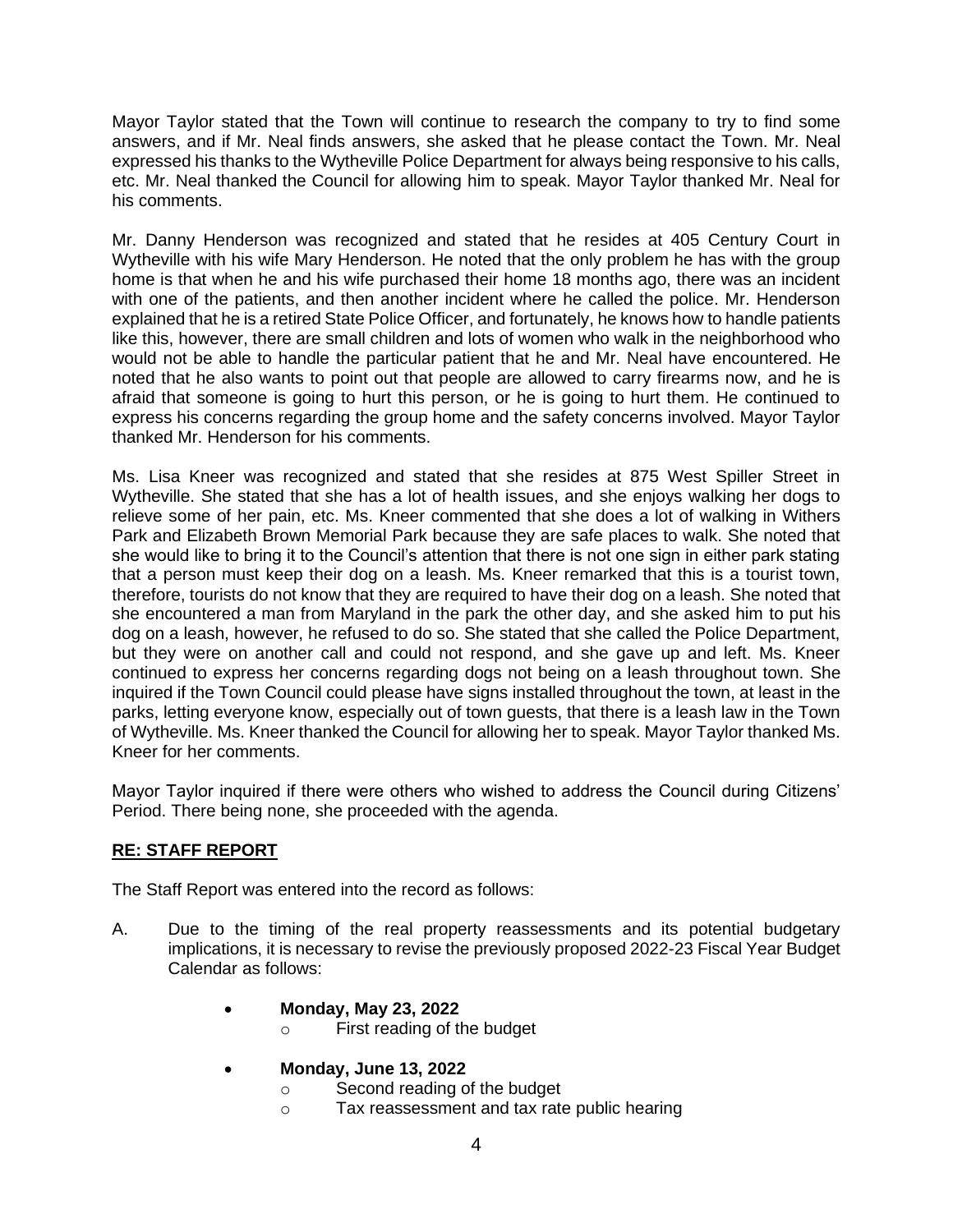Mayor Taylor stated that the Town will continue to research the company to try to find some answers, and if Mr. Neal finds answers, she asked that he please contact the Town. Mr. Neal expressed his thanks to the Wytheville Police Department for always being responsive to his calls, etc. Mr. Neal thanked the Council for allowing him to speak. Mayor Taylor thanked Mr. Neal for his comments.

Mr. Danny Henderson was recognized and stated that he resides at 405 Century Court in Wytheville with his wife Mary Henderson. He noted that the only problem he has with the group home is that when he and his wife purchased their home 18 months ago, there was an incident with one of the patients, and then another incident where he called the police. Mr. Henderson explained that he is a retired State Police Officer, and fortunately, he knows how to handle patients like this, however, there are small children and lots of women who walk in the neighborhood who would not be able to handle the particular patient that he and Mr. Neal have encountered. He noted that he also wants to point out that people are allowed to carry firearms now, and he is afraid that someone is going to hurt this person, or he is going to hurt them. He continued to express his concerns regarding the group home and the safety concerns involved. Mayor Taylor thanked Mr. Henderson for his comments.

Ms. Lisa Kneer was recognized and stated that she resides at 875 West Spiller Street in Wytheville. She stated that she has a lot of health issues, and she enjoys walking her dogs to relieve some of her pain, etc. Ms. Kneer commented that she does a lot of walking in Withers Park and Elizabeth Brown Memorial Park because they are safe places to walk. She noted that she would like to bring it to the Council's attention that there is not one sign in either park stating that a person must keep their dog on a leash. Ms. Kneer remarked that this is a tourist town, therefore, tourists do not know that they are required to have their dog on a leash. She noted that she encountered a man from Maryland in the park the other day, and she asked him to put his dog on a leash, however, he refused to do so. She stated that she called the Police Department, but they were on another call and could not respond, and she gave up and left. Ms. Kneer continued to express her concerns regarding dogs not being on a leash throughout town. She inquired if the Town Council could please have signs installed throughout the town, at least in the parks, letting everyone know, especially out of town guests, that there is a leash law in the Town of Wytheville. Ms. Kneer thanked the Council for allowing her to speak. Mayor Taylor thanked Ms. Kneer for her comments.

Mayor Taylor inquired if there were others who wished to address the Council during Citizens' Period. There being none, she proceeded with the agenda.

**RE: STAFF REPORT**

The Staff Report was entered into the record as follows:

A. Due to the timing of the real property reassessments and its potential budgetary implications, it is necessary to revise the previously proposed 2022-23 Fiscal Year Budget Calendar as follows:

- **Monday, May 23, 2022**
  - First reading of the budget
- **Monday, June 13, 2022**
  - Second reading of the budget
  - Tax reassessment and tax rate public hearing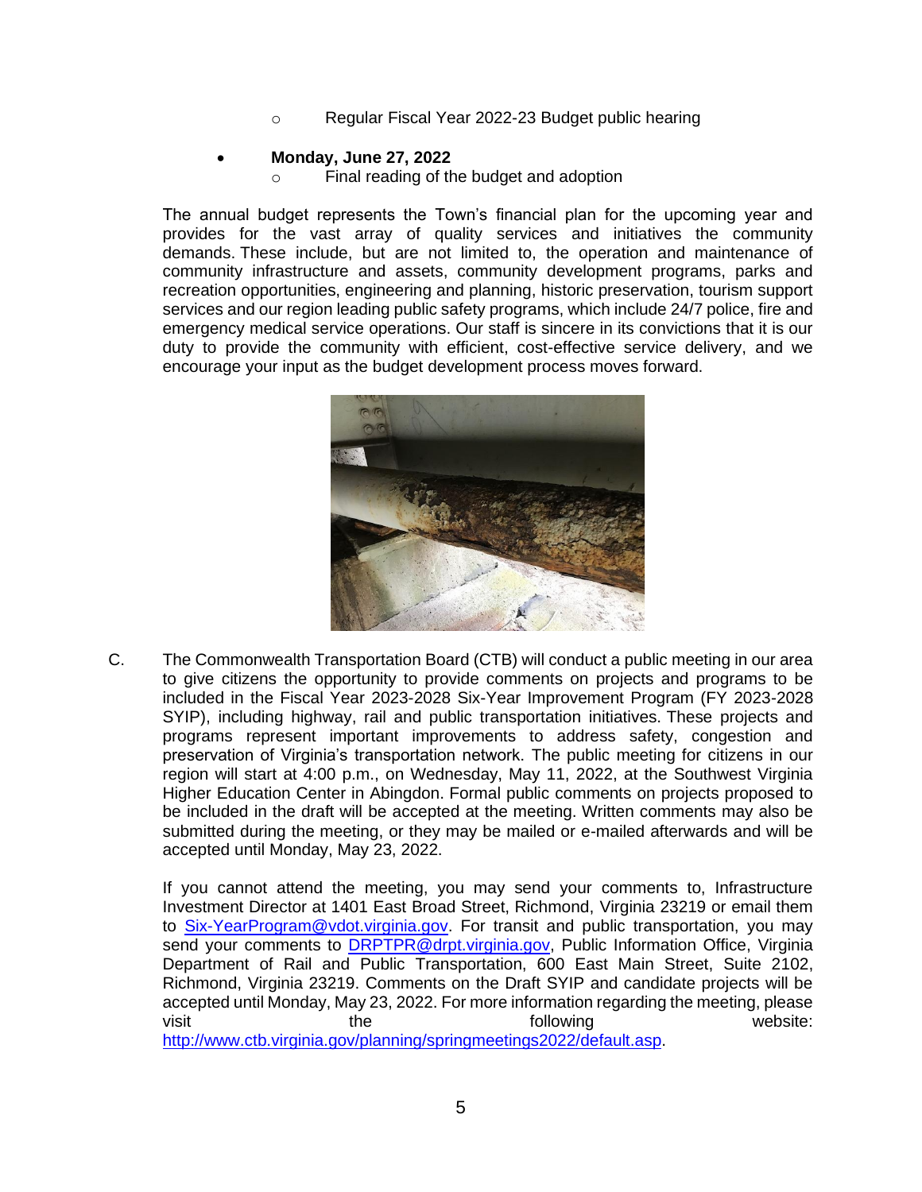- Regular Fiscal Year 2022-23 Budget public hearing

- **Monday, June 27, 2022**
    - Final reading of the budget and adoption

The annual budget represents the Town's financial plan for the upcoming year and provides for the vast array of quality services and initiatives the community demands. These include, but are not limited to, the operation and maintenance of community infrastructure and assets, community development programs, parks and recreation opportunities, engineering and planning, historic preservation, tourism support services and our region leading public safety programs, which include 24/7 police, fire and emergency medical service operations. Our staff is sincere in its convictions that it is our duty to provide the community with efficient, cost-effective service delivery, and we encourage your input as the budget development process moves forward.

C. The Commonwealth Transportation Board (CTB) will conduct a public meeting in our area to give citizens the opportunity to provide comments on projects and programs to be included in the Fiscal Year 2023-2028 Six-Year Improvement Program (FY 2023-2028 SYIP), including highway, rail and public transportation initiatives. These projects and programs represent important improvements to address safety, congestion and preservation of Virginia's transportation network. The public meeting for citizens in our region will start at 4:00 p.m., on Wednesday, May 11, 2022, at the Southwest Virginia Higher Education Center in Abingdon. Formal public comments on projects proposed to be included in the draft will be accepted at the meeting. Written comments may also be submitted during the meeting, or they may be mailed or e-mailed afterwards and will be accepted until Monday, May 23, 2022.

If you cannot attend the meeting, you may send your comments to, Infrastructure Investment Director at 1401 East Broad Street, Richmond, Virginia 23219 or email them to Six-YearProgram@vdot.virginia.gov. For transit and public transportation, you may send your comments to DRPTPR@drpt.virginia.gov, Public Information Office, Virginia Department of Rail and Public Transportation, 600 East Main Street, Suite 2102, Richmond, Virginia 23219. Comments on the Draft SYIP and candidate projects will be accepted until Monday, May 23, 2022. For more information regarding the meeting, please visit the following website: http://www.ctb.virginia.gov/planning/springmeetings2022/default.asp.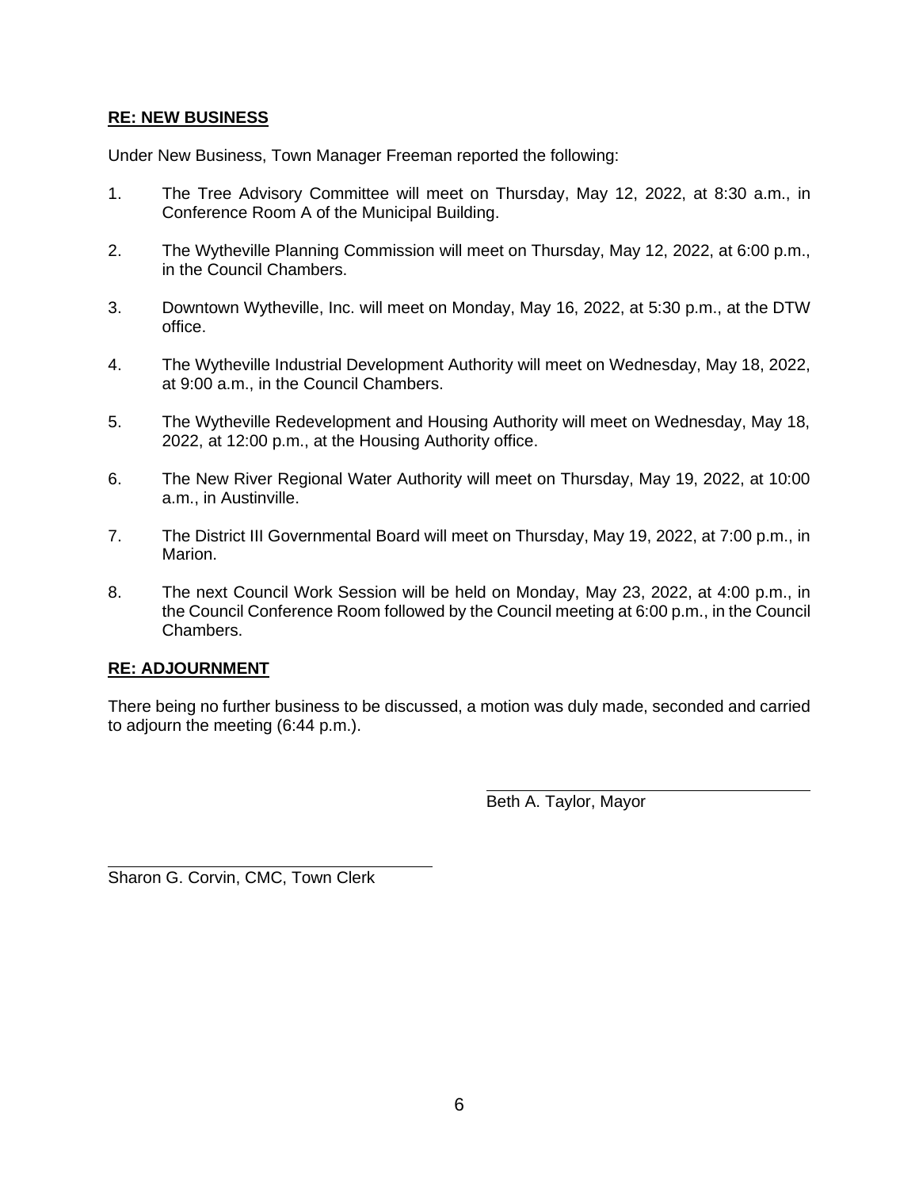**RE: NEW BUSINESS**

Under New Business, Town Manager Freeman reported the following:

1. The Tree Advisory Committee will meet on Thursday, May 12, 2022, at 8:30 a.m., in Conference Room A of the Municipal Building.

2. The Wytheville Planning Commission will meet on Thursday, May 12, 2022, at 6:00 p.m., in the Council Chambers.

3. Downtown Wytheville, Inc. will meet on Monday, May 16, 2022, at 5:30 p.m., at the DTW office.

4. The Wytheville Industrial Development Authority will meet on Wednesday, May 18, 2022, at 9:00 a.m., in the Council Chambers.

5. The Wytheville Redevelopment and Housing Authority will meet on Wednesday, May 18, 2022, at 12:00 p.m., at the Housing Authority office.

6. The New River Regional Water Authority will meet on Thursday, May 19, 2022, at 10:00 a.m., in Austinville.

7. The District III Governmental Board will meet on Thursday, May 19, 2022, at 7:00 p.m., in Marion.

8. The next Council Work Session will be held on Monday, May 23, 2022, at 4:00 p.m., in the Council Conference Room followed by the Council meeting at 6:00 p.m., in the Council Chambers.

**RE: ADJOURNMENT**

There being no further business to be discussed, a motion was duly made, seconded and carried to adjourn the meeting (6:44 p.m.).

Beth A. Taylor, Mayor

Sharon G. Corvin, CMC, Town Clerk